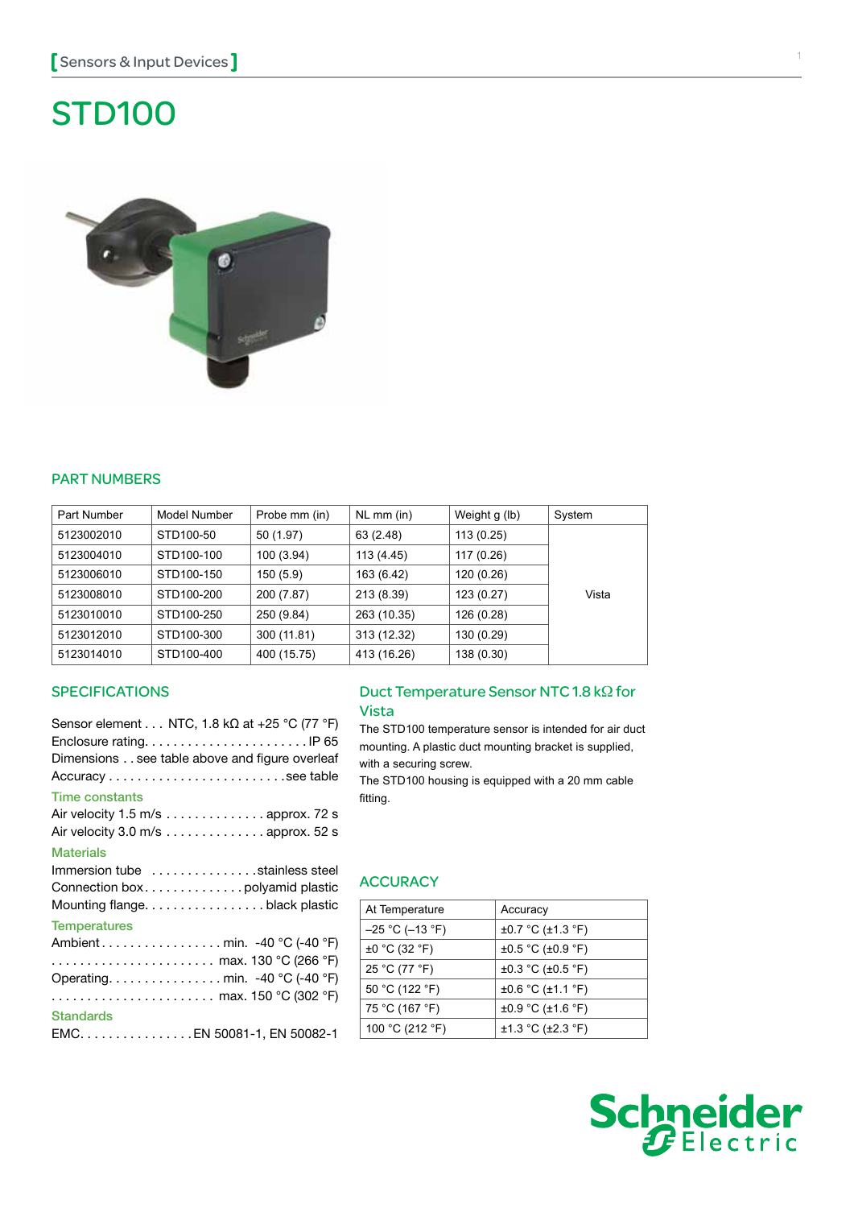[Sensors & Input Devices]

# STD100

## PART NUMBERS

| Part Number | Model Number | Probe mm (in) | NL mm (in) | Weight g (lb) | System |
|---|---|---|---|---|---|
| 5123002010 | STD100-50 | 50 (1.97) | 63 (2.48) | 113 (0.25) | Vista |
| 5123004010 | STD100-100 | 100 (3.94) | 113 (4.45) | 117 (0.26) | |
| 5123006010 | STD100-150 | 150 (5.9) | 163 (6.42) | 120 (0.26) | |
| 5123008010 | STD100-200 | 200 (7.87) | 213 (8.39) | 123 (0.27) | |
| 5123010010 | STD100-250 | 250 (9.84) | 263 (10.35) | 126 (0.28) | |
| 5123012010 | STD100-300 | 300 (11.81) | 313 (12.32) | 130 (0.29) | |
| 5123014010 | STD100-400 | 400 (15.75) | 413 (16.26) | 138 (0.30) | |

## SPECIFICATIONS

Sensor element . . . NTC, 1.8 kΩ at +25 °C (77 °F)
Enclosure rating. . . . . . . . . . . . . . . . . . . . . . . IP 65
Dimensions . . see table above and figure overleaf
Accuracy . . . . . . . . . . . . . . . . . . . . . . . . .see table

### Time constants

Air velocity 1.5 m/s . . . . . . . . . . . . . . approx. 72 s
Air velocity 3.0 m/s . . . . . . . . . . . . . . approx. 52 s

### Materials

Immersion tube . . . . . . . . . . . . . . .stainless steel
Connection box. . . . . . . . . . . . . .polyamid plastic
Mounting flange. . . . . . . . . . . . . . . . . black plastic

### Temperatures

Ambient. . . . . . . . . . . . . . . . . min. -40 °C (-40 °F)
. . . . . . . . . . . . . . . . . . . . . . . max. 130 °C (266 °F)
Operating. . . . . . . . . . . . . . . . min. -40 °C (-40 °F)
. . . . . . . . . . . . . . . . . . . . . . . max. 150 °C (302 °F)

### Standards

EMC. . . . . . . . . . . . . . . .EN 50081-1, EN 50082-1

## Duct Temperature Sensor NTC 1.8 kΩ for Vista

The STD100 temperature sensor is intended for air duct mounting. A plastic duct mounting bracket is supplied, with a securing screw.

The STD100 housing is equipped with a 20 mm cable fitting.

## ACCURACY

| At Temperature | Accuracy |
|---|---|
| –25 °C (–13 °F) | ±0.7 °C (±1.3 °F) |
| ±0 °C (32 °F) | ±0.5 °C (±0.9 °F) |
| 25 °C (77 °F) | ±0.3 °C (±0.5 °F) |
| 50 °C (122 °F) | ±0.6 °C (±1.1 °F) |
| 75 °C (167 °F) | ±0.9 °C (±1.6 °F) |
| 100 °C (212 °F) | ±1.3 °C (±2.3 °F) |

Schneider Electric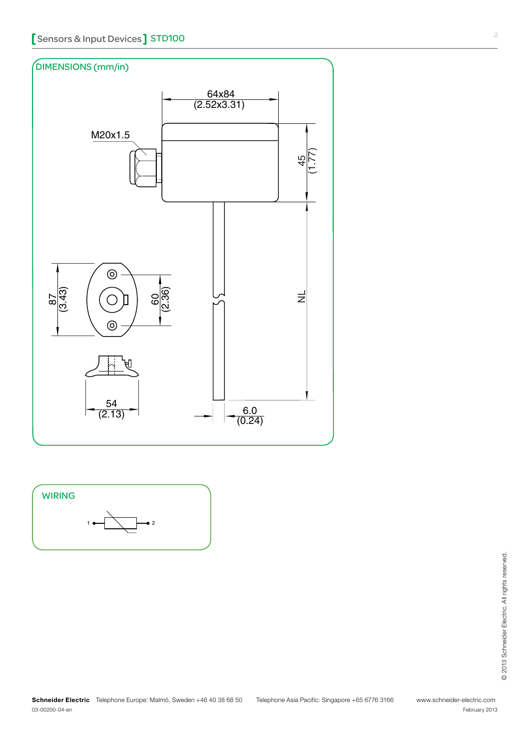## DIMENSIONS (mm/in)

64x84
(2.52x3.31)

M20x1.5

45
(1.77)

87
(3.43)

60
(2.36)

NL

54
(2.13)

6.0
(0.24)

## WIRING

1
2

© 2013 Schneider Electric. All rights reserved.

**Schneider Electric** Telephone Europe: Malmö, Sweden +46 40 38 68 50 Telephone Asia Pacific: Singapore +65 6776 3166 www.schneider-electric.com

03-00200-04-en February 2013